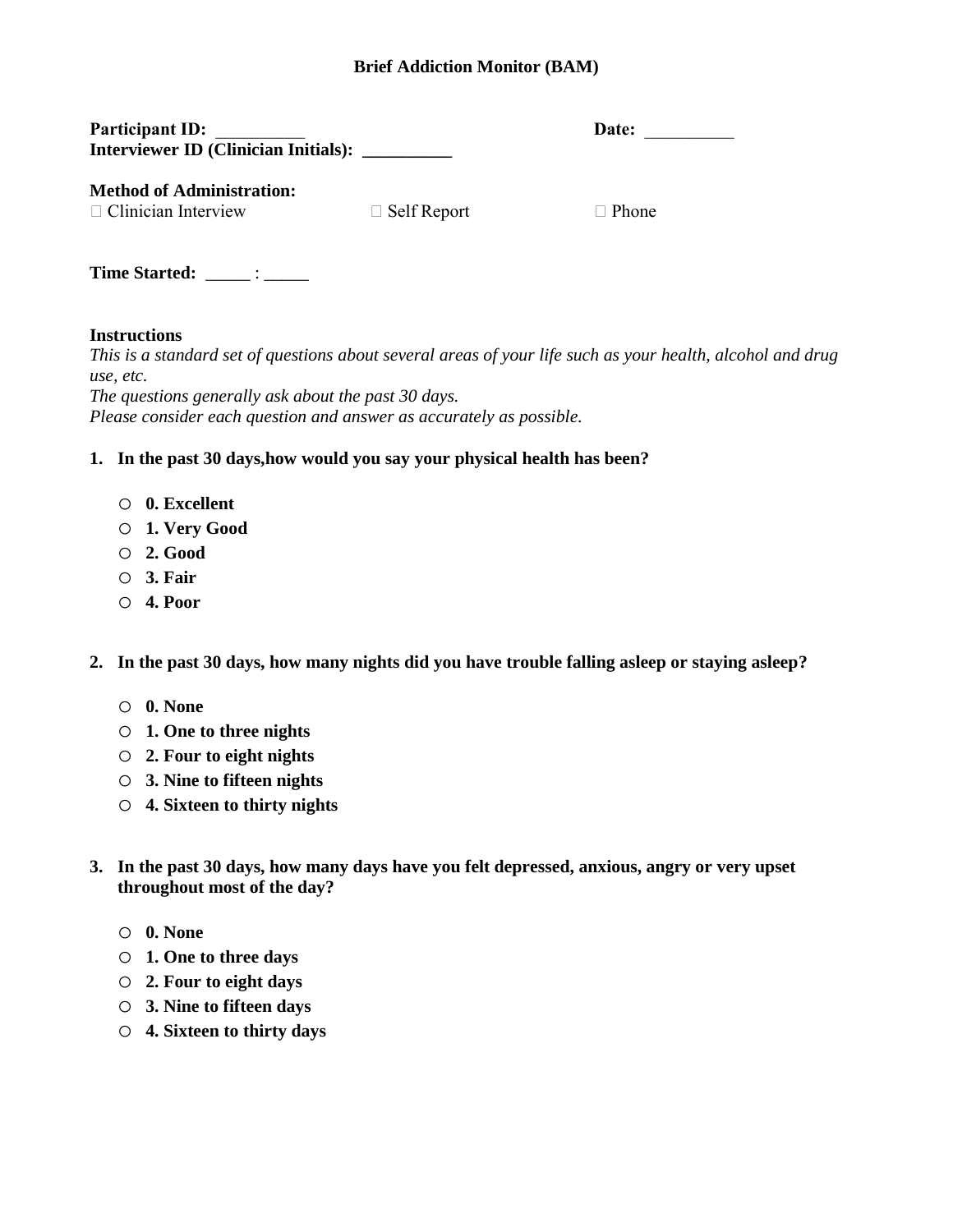# Brief Addiction Monitor (BAM)

**Participant ID:** __________ **Date:** __________

**Interviewer ID (Clinician Initials):** __________

**Method of Administration:**

☐ Clinician Interview ☐ Self Report ☐ Phone

**Time Started:** _____ : _____

**Instructions**

*This is a standard set of questions about several areas of your life such as your health, alcohol and drug use, etc.*
*The questions generally ask about the past 30 days.*
*Please consider each question and answer as accurately as possible.*

1. **In the past 30 days,how would you say your physical health has been?**

   - ○ **0. Excellent**
   - ○ **1. Very Good**
   - ○ **2. Good**
   - ○ **3. Fair**
   - ○ **4. Poor**

2. **In the past 30 days, how many nights did you have trouble falling asleep or staying asleep?**

   - ○ **0. None**
   - ○ **1. One to three nights**
   - ○ **2. Four to eight nights**
   - ○ **3. Nine to fifteen nights**
   - ○ **4. Sixteen to thirty nights**

3. **In the past 30 days, how many days have you felt depressed, anxious, angry or very upset throughout most of the day?**

   - ○ **0. None**
   - ○ **1. One to three days**
   - ○ **2. Four to eight days**
   - ○ **3. Nine to fifteen days**
   - ○ **4. Sixteen to thirty days**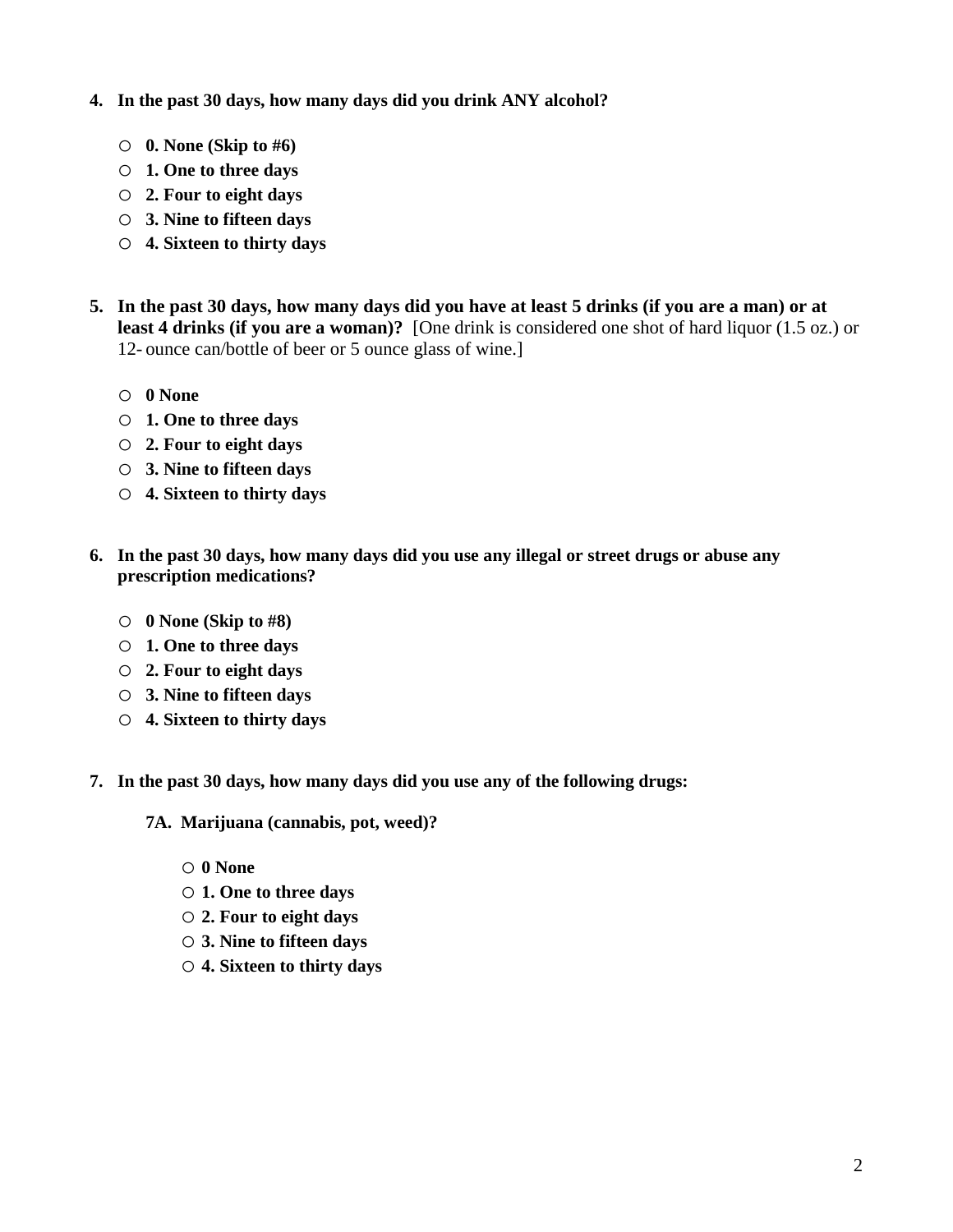4. **In the past 30 days, how many days did you drink ANY alcohol?**

    - ○ **0. None (Skip to #6)**
    - ○ **1. One to three days**
    - ○ **2. Four to eight days**
    - ○ **3. Nine to fifteen days**
    - ○ **4. Sixteen to thirty days**

5. **In the past 30 days, how many days did you have at least 5 drinks (if you are a man) or at least 4 drinks (if you are a woman)?** [One drink is considered one shot of hard liquor (1.5 oz.) or 12- ounce can/bottle of beer or 5 ounce glass of wine.]

    - ○ **0 None**
    - ○ **1. One to three days**
    - ○ **2. Four to eight days**
    - ○ **3. Nine to fifteen days**
    - ○ **4. Sixteen to thirty days**

6. **In the past 30 days, how many days did you use any illegal or street drugs or abuse any prescription medications?**

    - ○ **0 None (Skip to #8)**
    - ○ **1. One to three days**
    - ○ **2. Four to eight days**
    - ○ **3. Nine to fifteen days**
    - ○ **4. Sixteen to thirty days**

7. **In the past 30 days, how many days did you use any of the following drugs:**

    **7A. Marijuana (cannabis, pot, weed)?**

    - ○ **0 None**
    - ○ **1. One to three days**
    - ○ **2. Four to eight days**
    - ○ **3. Nine to fifteen days**
    - ○ **4. Sixteen to thirty days**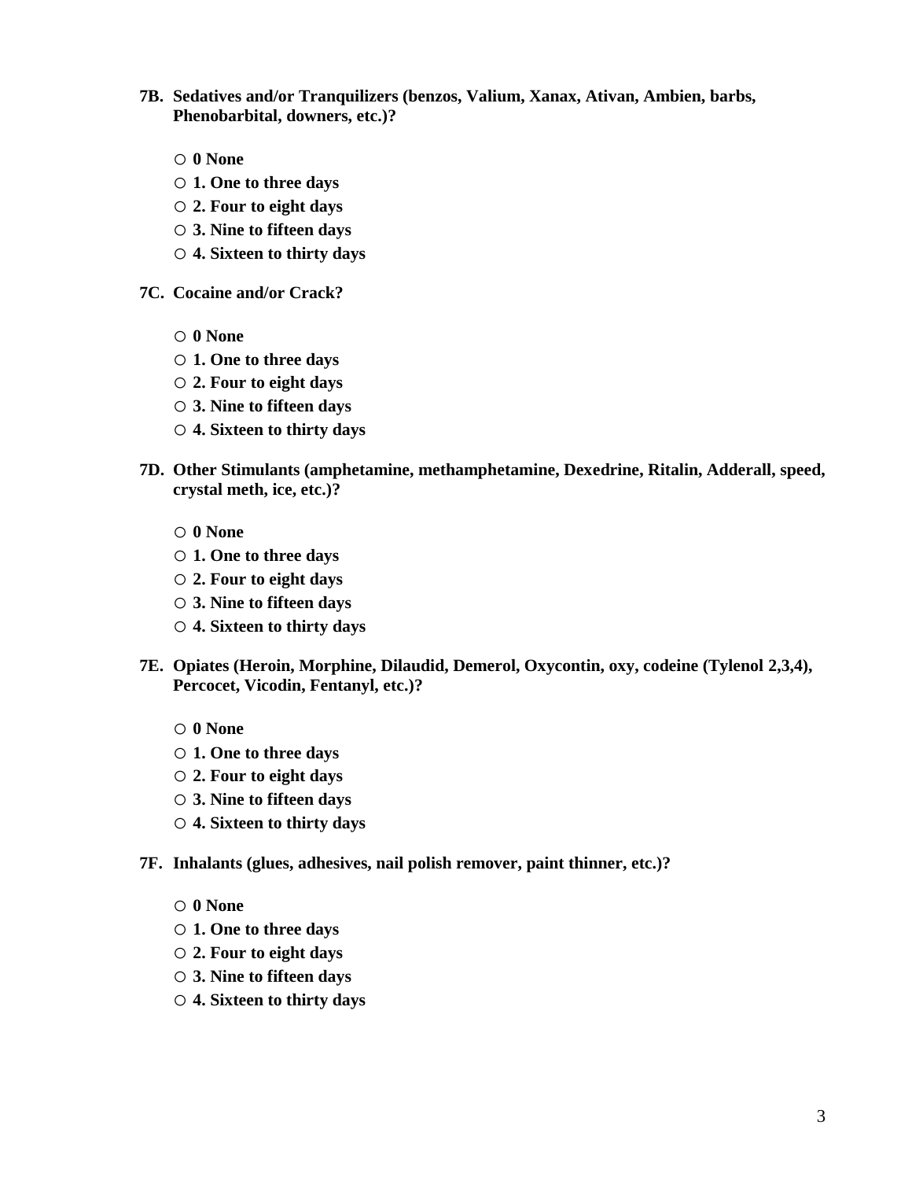**7B. Sedatives and/or Tranquilizers (benzos, Valium, Xanax, Ativan, Ambien, barbs, Phenobarbital, downers, etc.)?**

- ○ **0 None**
- ○ **1. One to three days**
- ○ **2. Four to eight days**
- ○ **3. Nine to fifteen days**
- ○ **4. Sixteen to thirty days**

**7C. Cocaine and/or Crack?**

- ○ **0 None**
- ○ **1. One to three days**
- ○ **2. Four to eight days**
- ○ **3. Nine to fifteen days**
- ○ **4. Sixteen to thirty days**

**7D. Other Stimulants (amphetamine, methamphetamine, Dexedrine, Ritalin, Adderall, speed, crystal meth, ice, etc.)?**

- ○ **0 None**
- ○ **1. One to three days**
- ○ **2. Four to eight days**
- ○ **3. Nine to fifteen days**
- ○ **4. Sixteen to thirty days**

**7E. Opiates (Heroin, Morphine, Dilaudid, Demerol, Oxycontin, oxy, codeine (Tylenol 2,3,4), Percocet, Vicodin, Fentanyl, etc.)?**

- ○ **0 None**
- ○ **1. One to three days**
- ○ **2. Four to eight days**
- ○ **3. Nine to fifteen days**
- ○ **4. Sixteen to thirty days**

**7F. Inhalants (glues, adhesives, nail polish remover, paint thinner, etc.)?**

- ○ **0 None**
- ○ **1. One to three days**
- ○ **2. Four to eight days**
- ○ **3. Nine to fifteen days**
- ○ **4. Sixteen to thirty days**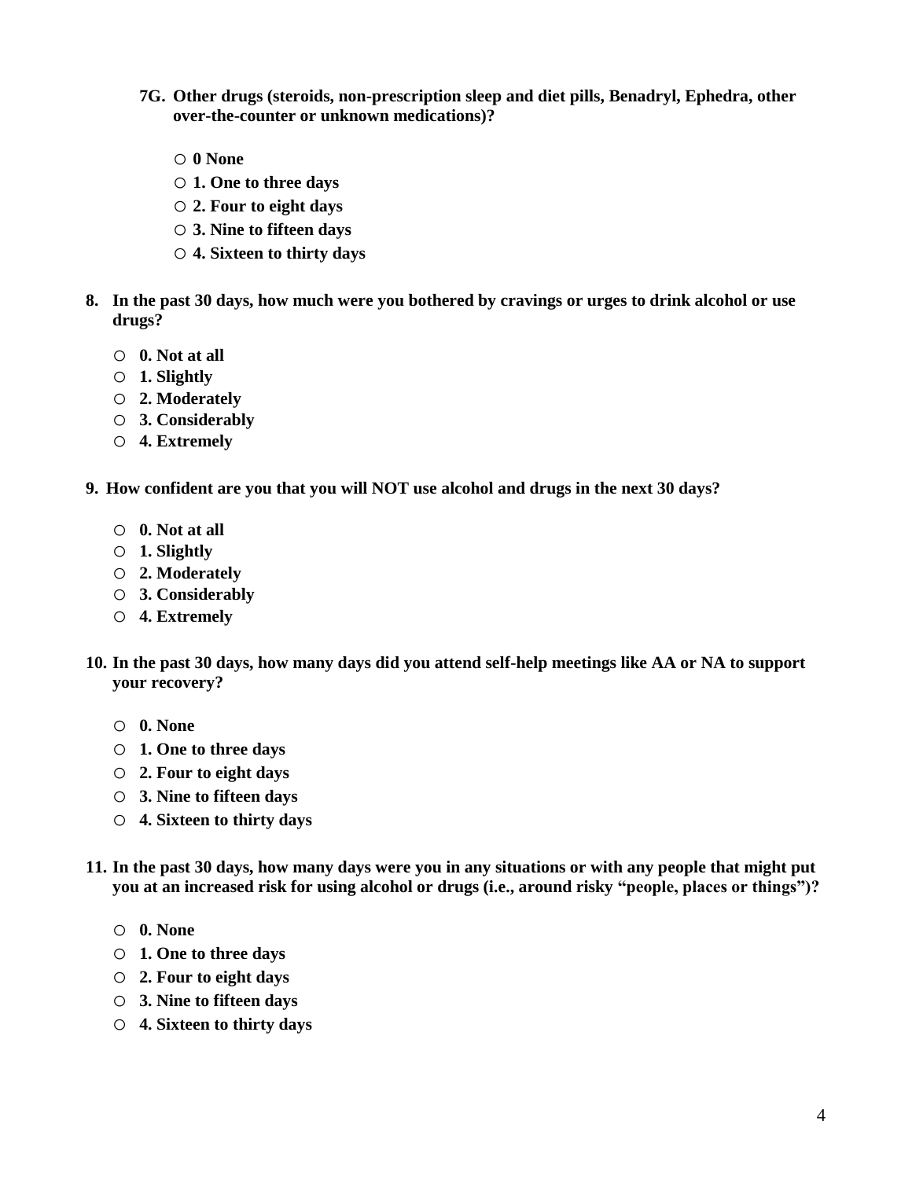**7G. Other drugs (steroids, non-prescription sleep and diet pills, Benadryl, Ephedra, other over-the-counter or unknown medications)?**

- ○ **0 None**
- ○ **1. One to three days**
- ○ **2. Four to eight days**
- ○ **3. Nine to fifteen days**
- ○ **4. Sixteen to thirty days**

**8. In the past 30 days, how much were you bothered by cravings or urges to drink alcohol or use drugs?**

- ○ **0. Not at all**
- ○ **1. Slightly**
- ○ **2. Moderately**
- ○ **3. Considerably**
- ○ **4. Extremely**

**9. How confident are you that you will NOT use alcohol and drugs in the next 30 days?**

- ○ **0. Not at all**
- ○ **1. Slightly**
- ○ **2. Moderately**
- ○ **3. Considerably**
- ○ **4. Extremely**

**10. In the past 30 days, how many days did you attend self-help meetings like AA or NA to support your recovery?**

- ○ **0. None**
- ○ **1. One to three days**
- ○ **2. Four to eight days**
- ○ **3. Nine to fifteen days**
- ○ **4. Sixteen to thirty days**

**11. In the past 30 days, how many days were you in any situations or with any people that might put you at an increased risk for using alcohol or drugs (i.e., around risky "people, places or things")?**

- ○ **0. None**
- ○ **1. One to three days**
- ○ **2. Four to eight days**
- ○ **3. Nine to fifteen days**
- ○ **4. Sixteen to thirty days**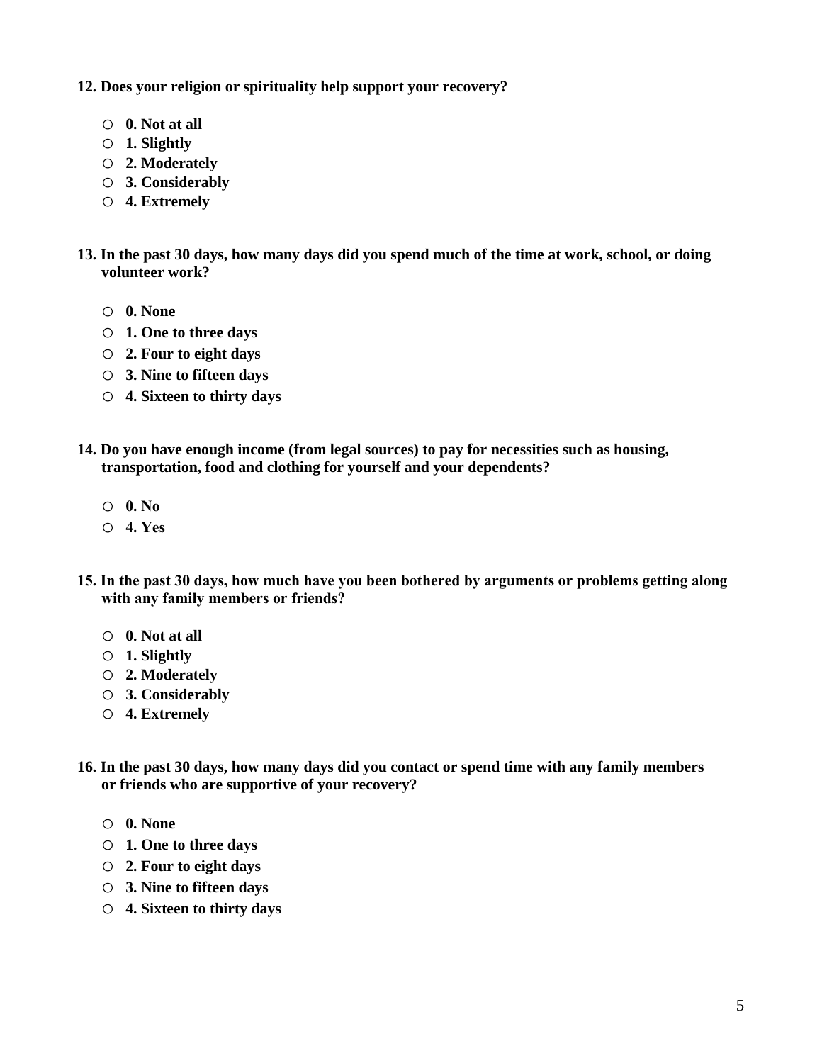**12. Does your religion or spirituality help support your recovery?**

- **0. Not at all**
- **1. Slightly**
- **2. Moderately**
- **3. Considerably**
- **4. Extremely**

**13. In the past 30 days, how many days did you spend much of the time at work, school, or doing volunteer work?**

- **0. None**
- **1. One to three days**
- **2. Four to eight days**
- **3. Nine to fifteen days**
- **4. Sixteen to thirty days**

**14. Do you have enough income (from legal sources) to pay for necessities such as housing, transportation, food and clothing for yourself and your dependents?**

- **0. No**
- **4. Yes**

**15. In the past 30 days, how much have you been bothered by arguments or problems getting along with any family members or friends?**

- **0. Not at all**
- **1. Slightly**
- **2. Moderately**
- **3. Considerably**
- **4. Extremely**

**16. In the past 30 days, how many days did you contact or spend time with any family members or friends who are supportive of your recovery?**

- **0. None**
- **1. One to three days**
- **2. Four to eight days**
- **3. Nine to fifteen days**
- **4. Sixteen to thirty days**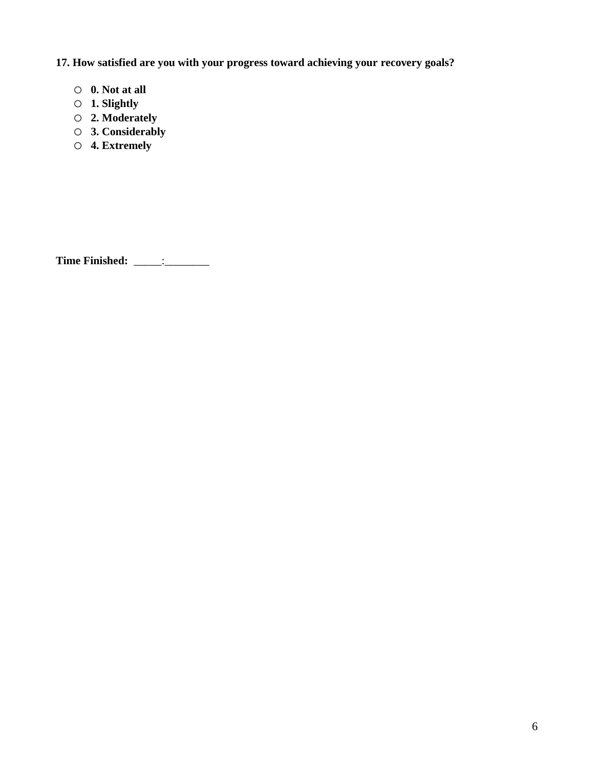**17. How satisfied are you with your progress toward achieving your recovery goals?**

- ○ **0. Not at all**
- ○ **1. Slightly**
- ○ **2. Moderately**
- ○ **3. Considerably**
- ○ **4. Extremely**

**Time Finished:** _____:________